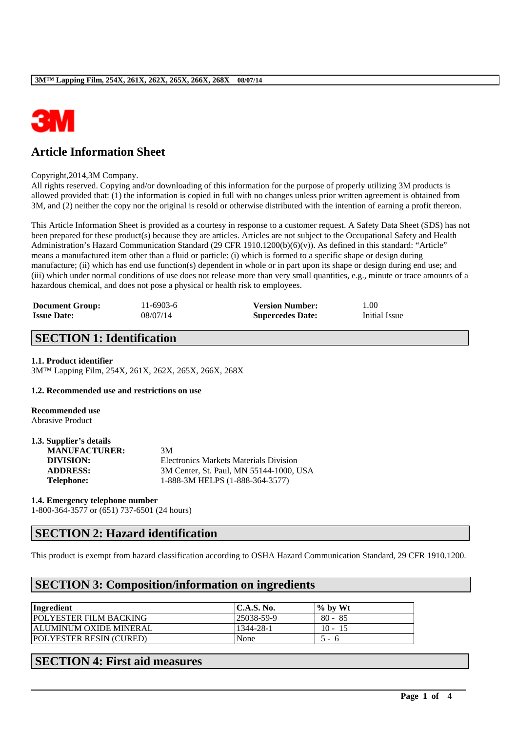# Article Information Sheet

Copyright,2014,3M Company.
All rights reserved. Copying and/or downloading of this information for the purpose of properly utilizing 3M products is allowed provided that: (1) the information is copied in full with no changes unless prior written agreement is obtained from 3M, and (2) neither the copy nor the original is resold or otherwise distributed with the intention of earning a profit thereon.

This Article Information Sheet is provided as a courtesy in response to a customer request. A Safety Data Sheet (SDS) has not been prepared for these product(s) because they are articles. Articles are not subject to the Occupational Safety and Health Administration's Hazard Communication Standard (29 CFR 1910.1200(b)(6)(v)). As defined in this standard: "Article" means a manufactured item other than a fluid or particle: (i) which is formed to a specific shape or design during manufacture; (ii) which has end use function(s) dependent in whole or in part upon its shape or design during end use; and (iii) which under normal conditions of use does not release more than very small quantities, e.g., minute or trace amounts of a hazardous chemical, and does not pose a physical or health risk to employees.

| | | | |
|---|---|---|---|
| **Document Group:** | 11-6903-6 | **Version Number:** | 1.00 |
| **Issue Date:** | 08/07/14 | **Supercedes Date:** | Initial Issue |

## SECTION 1: Identification

**1.1. Product identifier**
3M™ Lapping Film, 254X, 261X, 262X, 265X, 266X, 268X

**1.2. Recommended use and restrictions on use**

**Recommended use**
Abrasive Product

**1.3. Supplier's details**

| | |
|---|---|
| **MANUFACTURER:** | 3M |
| **DIVISION:** | Electronics Markets Materials Division |
| **ADDRESS:** | 3M Center, St. Paul, MN 55144-1000, USA |
| **Telephone:** | 1-888-3M HELPS (1-888-364-3577) |

**1.4. Emergency telephone number**
1-800-364-3577 or (651) 737-6501 (24 hours)

## SECTION 2: Hazard identification

This product is exempt from hazard classification according to OSHA Hazard Communication Standard, 29 CFR 1910.1200.

## SECTION 3: Composition/information on ingredients

| Ingredient | C.A.S. No. | % by Wt |
|---|---|---|
| POLYESTER FILM BACKING | 25038-59-9 | 80 - 85 |
| ALUMINUM OXIDE MINERAL | 1344-28-1 | 10 - 15 |
| POLYESTER RESIN (CURED) | None | 5 - 6 |

## SECTION 4: First aid measures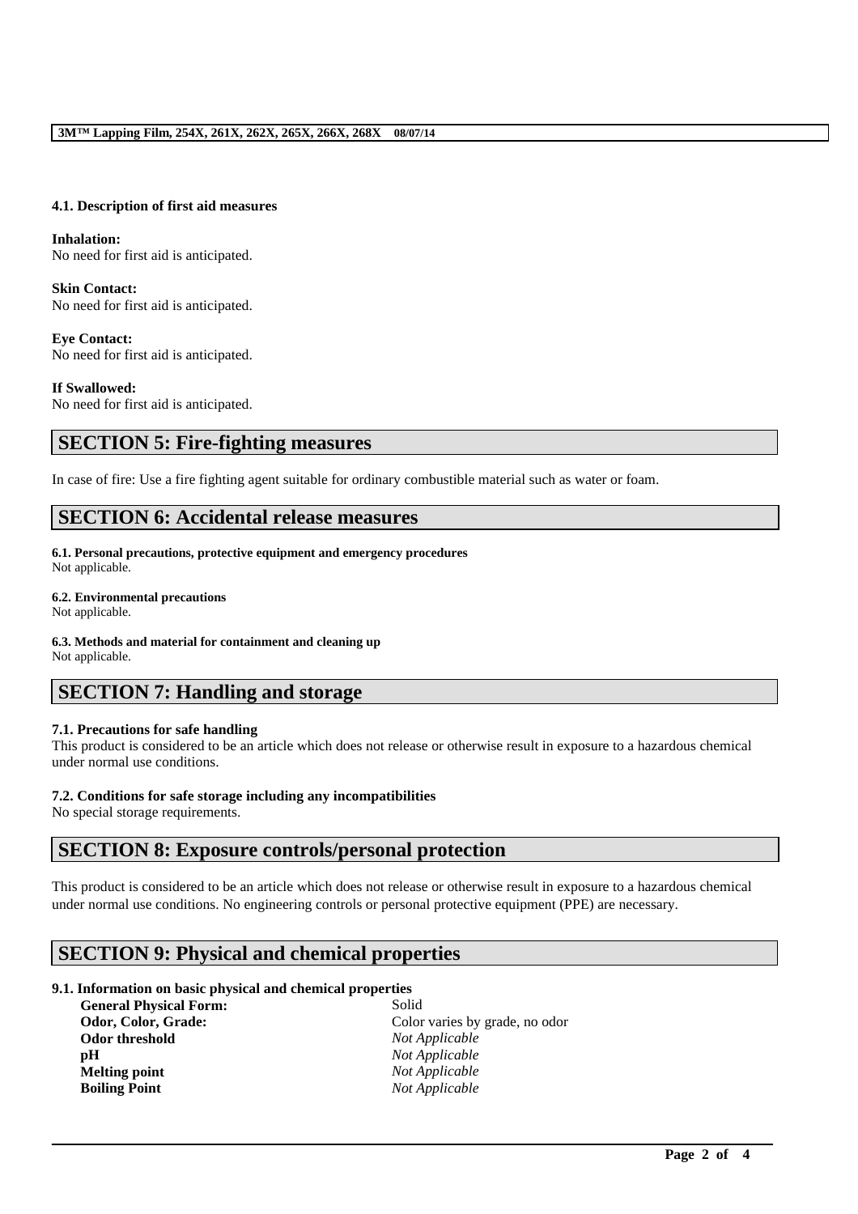### 4.1. Description of first aid measures

**Inhalation:**
No need for first aid is anticipated.

**Skin Contact:**
No need for first aid is anticipated.

**Eye Contact:**
No need for first aid is anticipated.

**If Swallowed:**
No need for first aid is anticipated.

## SECTION 5: Fire-fighting measures

In case of fire: Use a fire fighting agent suitable for ordinary combustible material such as water or foam.

## SECTION 6: Accidental release measures

**6.1. Personal precautions, protective equipment and emergency procedures**
Not applicable.

**6.2. Environmental precautions**
Not applicable.

**6.3. Methods and material for containment and cleaning up**
Not applicable.

## SECTION 7: Handling and storage

**7.1. Precautions for safe handling**
This product is considered to be an article which does not release or otherwise result in exposure to a hazardous chemical under normal use conditions.

**7.2. Conditions for safe storage including any incompatibilities**
No special storage requirements.

## SECTION 8: Exposure controls/personal protection

This product is considered to be an article which does not release or otherwise result in exposure to a hazardous chemical under normal use conditions. No engineering controls or personal protective equipment (PPE) are necessary.

## SECTION 9: Physical and chemical properties

**9.1. Information on basic physical and chemical properties**

| | |
|---|---|
| **General Physical Form:** | Solid |
| **Odor, Color, Grade:** | Color varies by grade, no odor |
| **Odor threshold** | *Not Applicable* |
| **pH** | *Not Applicable* |
| **Melting point** | *Not Applicable* |
| **Boiling Point** | *Not Applicable* |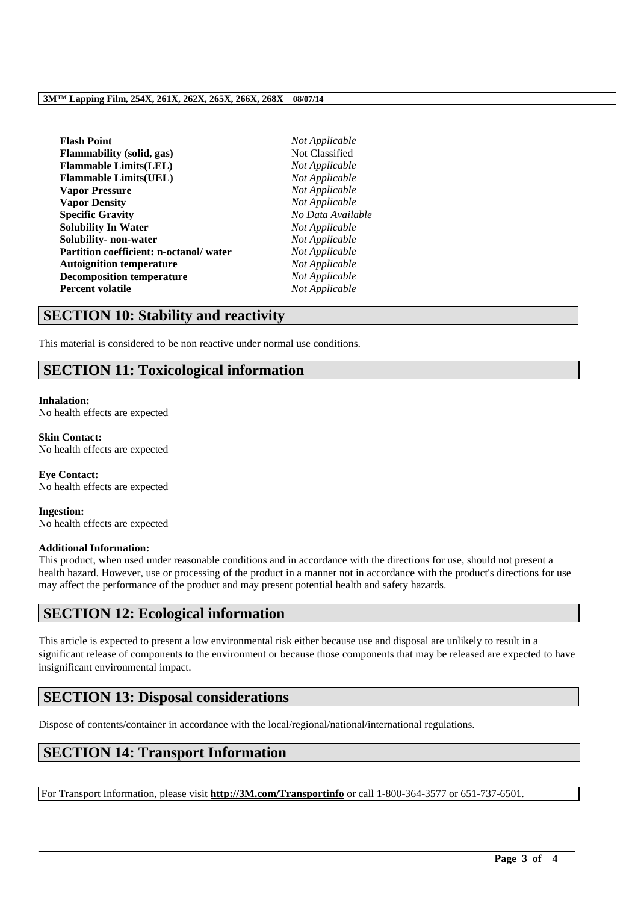| | |
|---|---|
| **Flash Point** | *Not Applicable* |
| **Flammability (solid, gas)** | Not Classified |
| **Flammable Limits(LEL)** | *Not Applicable* |
| **Flammable Limits(UEL)** | *Not Applicable* |
| **Vapor Pressure** | *Not Applicable* |
| **Vapor Density** | *Not Applicable* |
| **Specific Gravity** | *No Data Available* |
| **Solubility In Water** | *Not Applicable* |
| **Solubility- non-water** | *Not Applicable* |
| **Partition coefficient: n-octanol/ water** | *Not Applicable* |
| **Autoignition temperature** | *Not Applicable* |
| **Decomposition temperature** | *Not Applicable* |
| **Percent volatile** | *Not Applicable* |

## SECTION 10: Stability and reactivity

This material is considered to be non reactive under normal use conditions.

## SECTION 11: Toxicological information

**Inhalation:**
No health effects are expected

**Skin Contact:**
No health effects are expected

**Eye Contact:**
No health effects are expected

**Ingestion:**
No health effects are expected

**Additional Information:**
This product, when used under reasonable conditions and in accordance with the directions for use, should not present a health hazard. However, use or processing of the product in a manner not in accordance with the product's directions for use may affect the performance of the product and may present potential health and safety hazards.

## SECTION 12: Ecological information

This article is expected to present a low environmental risk either because use and disposal are unlikely to result in a significant release of components to the environment or because those components that may be released are expected to have insignificant environmental impact.

## SECTION 13: Disposal considerations

Dispose of contents/container in accordance with the local/regional/national/international regulations.

## SECTION 14: Transport Information

For Transport Information, please visit **http://3M.com/Transportinfo** or call 1-800-364-3577 or 651-737-6501.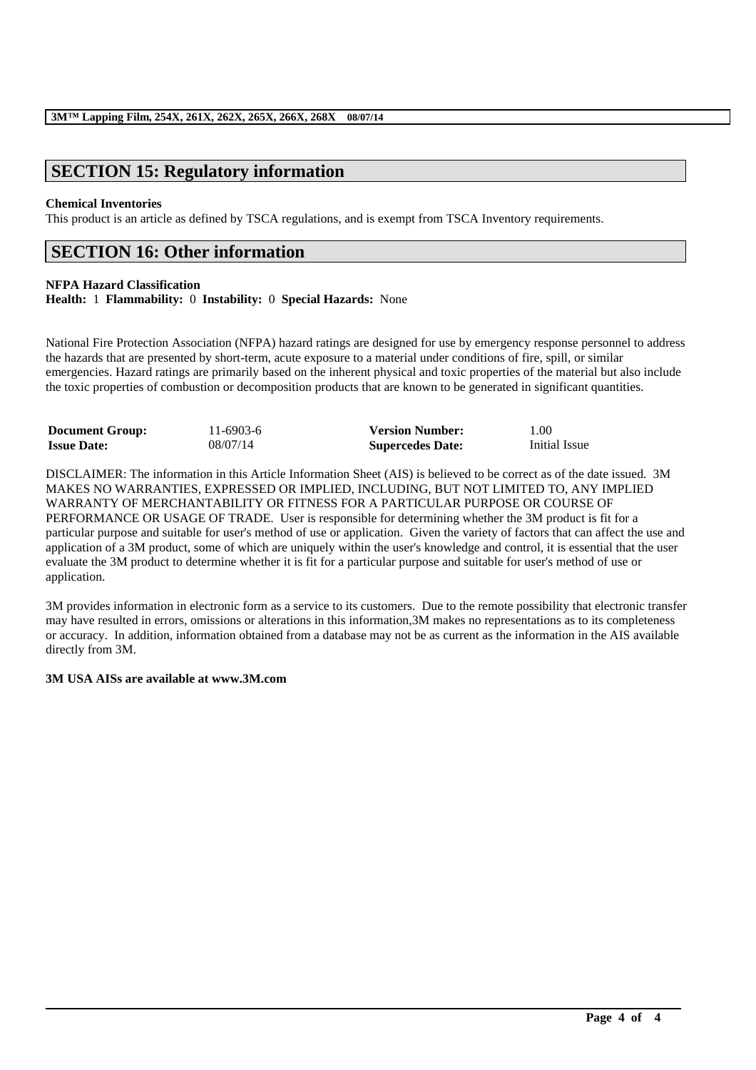## SECTION 15: Regulatory information

**Chemical Inventories**

This product is an article as defined by TSCA regulations, and is exempt from TSCA Inventory requirements.

## SECTION 16: Other information

**NFPA Hazard Classification**

**Health:** 1 **Flammability:** 0 **Instability:** 0 **Special Hazards:** None

National Fire Protection Association (NFPA) hazard ratings are designed for use by emergency response personnel to address the hazards that are presented by short-term, acute exposure to a material under conditions of fire, spill, or similar emergencies. Hazard ratings are primarily based on the inherent physical and toxic properties of the material but also include the toxic properties of combustion or decomposition products that are known to be generated in significant quantities.

| | | | |
|---|---|---|---|
| **Document Group:** | 11-6903-6 | **Version Number:** | 1.00 |
| **Issue Date:** | 08/07/14 | **Supercedes Date:** | Initial Issue |

DISCLAIMER: The information in this Article Information Sheet (AIS) is believed to be correct as of the date issued. 3M MAKES NO WARRANTIES, EXPRESSED OR IMPLIED, INCLUDING, BUT NOT LIMITED TO, ANY IMPLIED WARRANTY OF MERCHANTABILITY OR FITNESS FOR A PARTICULAR PURPOSE OR COURSE OF PERFORMANCE OR USAGE OF TRADE. User is responsible for determining whether the 3M product is fit for a particular purpose and suitable for user's method of use or application. Given the variety of factors that can affect the use and application of a 3M product, some of which are uniquely within the user's knowledge and control, it is essential that the user evaluate the 3M product to determine whether it is fit for a particular purpose and suitable for user's method of use or application.

3M provides information in electronic form as a service to its customers. Due to the remote possibility that electronic transfer may have resulted in errors, omissions or alterations in this information,3M makes no representations as to its completeness or accuracy. In addition, information obtained from a database may not be as current as the information in the AIS available directly from 3M.

**3M USA AISs are available at www.3M.com**